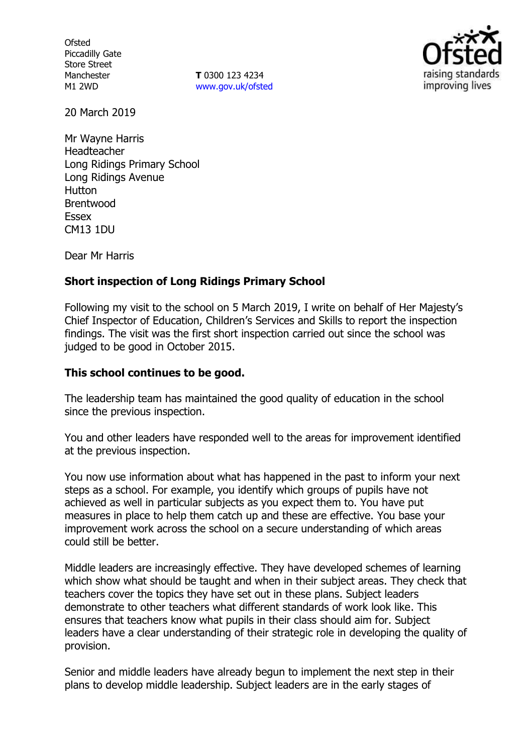Ofsted
Piccadilly Gate
Store Street
Manchester
M1 2WD

**T** 0300 123 4234
www.gov.uk/ofsted

20 March 2019

Mr Wayne Harris
Headteacher
Long Ridings Primary School
Long Ridings Avenue
Hutton
Brentwood
Essex
CM13 1DU

Dear Mr Harris

**Short inspection of Long Ridings Primary School**

Following my visit to the school on 5 March 2019, I write on behalf of Her Majesty's Chief Inspector of Education, Children's Services and Skills to report the inspection findings. The visit was the first short inspection carried out since the school was judged to be good in October 2015.

**This school continues to be good.**

The leadership team has maintained the good quality of education in the school since the previous inspection.

You and other leaders have responded well to the areas for improvement identified at the previous inspection.

You now use information about what has happened in the past to inform your next steps as a school. For example, you identify which groups of pupils have not achieved as well in particular subjects as you expect them to. You have put measures in place to help them catch up and these are effective. You base your improvement work across the school on a secure understanding of which areas could still be better.

Middle leaders are increasingly effective. They have developed schemes of learning which show what should be taught and when in their subject areas. They check that teachers cover the topics they have set out in these plans. Subject leaders demonstrate to other teachers what different standards of work look like. This ensures that teachers know what pupils in their class should aim for. Subject leaders have a clear understanding of their strategic role in developing the quality of provision.

Senior and middle leaders have already begun to implement the next step in their plans to develop middle leadership. Subject leaders are in the early stages of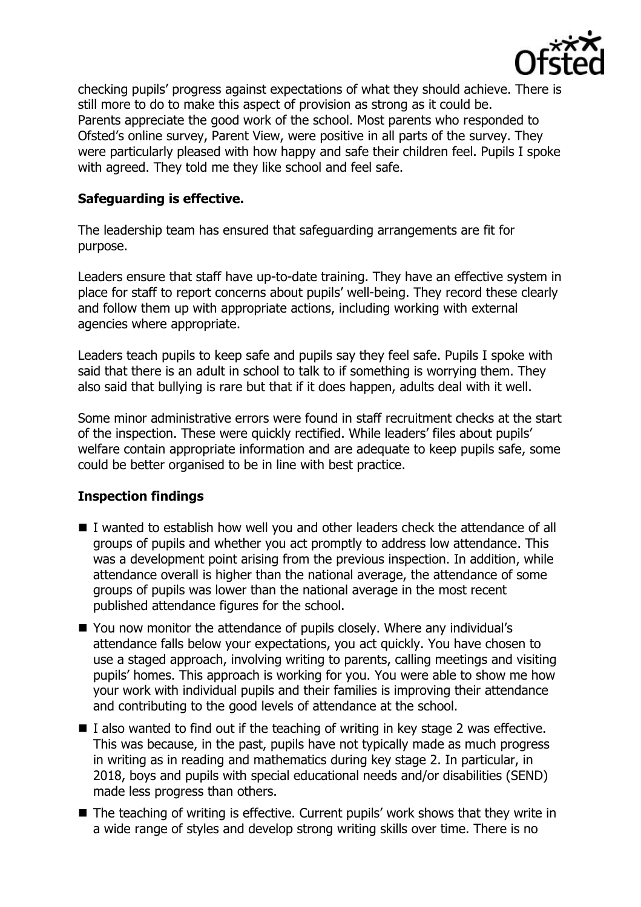checking pupils' progress against expectations of what they should achieve. There is still more to do to make this aspect of provision as strong as it could be.

Parents appreciate the good work of the school. Most parents who responded to Ofsted's online survey, Parent View, were positive in all parts of the survey. They were particularly pleased with how happy and safe their children feel. Pupils I spoke with agreed. They told me they like school and feel safe.

## Safeguarding is effective.

The leadership team has ensured that safeguarding arrangements are fit for purpose.

Leaders ensure that staff have up-to-date training. They have an effective system in place for staff to report concerns about pupils' well-being. They record these clearly and follow them up with appropriate actions, including working with external agencies where appropriate.

Leaders teach pupils to keep safe and pupils say they feel safe. Pupils I spoke with said that there is an adult in school to talk to if something is worrying them. They also said that bullying is rare but that if it does happen, adults deal with it well.

Some minor administrative errors were found in staff recruitment checks at the start of the inspection. These were quickly rectified. While leaders' files about pupils' welfare contain appropriate information and are adequate to keep pupils safe, some could be better organised to be in line with best practice.

## Inspection findings

- I wanted to establish how well you and other leaders check the attendance of all groups of pupils and whether you act promptly to address low attendance. This was a development point arising from the previous inspection. In addition, while attendance overall is higher than the national average, the attendance of some groups of pupils was lower than the national average in the most recent published attendance figures for the school.
- You now monitor the attendance of pupils closely. Where any individual's attendance falls below your expectations, you act quickly. You have chosen to use a staged approach, involving writing to parents, calling meetings and visiting pupils' homes. This approach is working for you. You were able to show me how your work with individual pupils and their families is improving their attendance and contributing to the good levels of attendance at the school.
- I also wanted to find out if the teaching of writing in key stage 2 was effective. This was because, in the past, pupils have not typically made as much progress in writing as in reading and mathematics during key stage 2. In particular, in 2018, boys and pupils with special educational needs and/or disabilities (SEND) made less progress than others.
- The teaching of writing is effective. Current pupils' work shows that they write in a wide range of styles and develop strong writing skills over time. There is no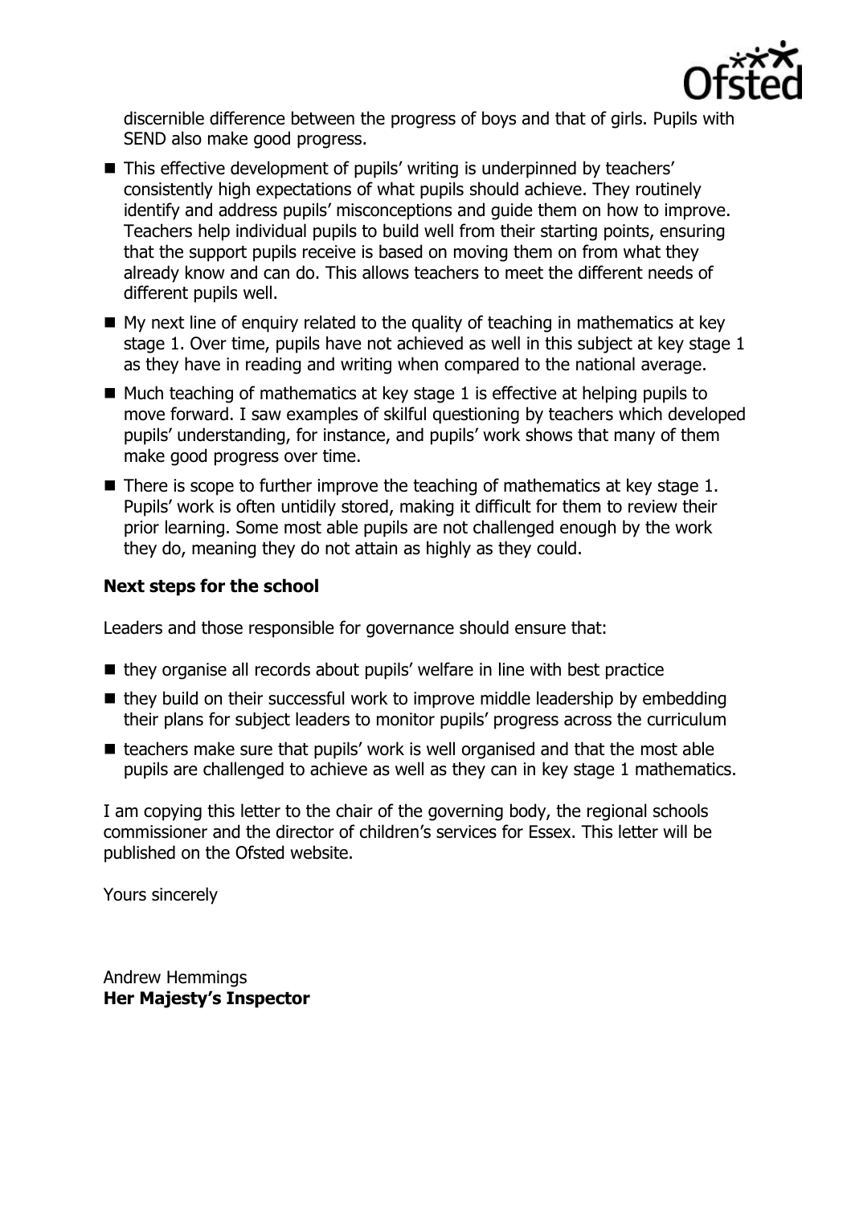discernible difference between the progress of boys and that of girls. Pupils with SEND also make good progress.

- This effective development of pupils' writing is underpinned by teachers' consistently high expectations of what pupils should achieve. They routinely identify and address pupils' misconceptions and guide them on how to improve. Teachers help individual pupils to build well from their starting points, ensuring that the support pupils receive is based on moving them on from what they already know and can do. This allows teachers to meet the different needs of different pupils well.
- My next line of enquiry related to the quality of teaching in mathematics at key stage 1. Over time, pupils have not achieved as well in this subject at key stage 1 as they have in reading and writing when compared to the national average.
- Much teaching of mathematics at key stage 1 is effective at helping pupils to move forward. I saw examples of skilful questioning by teachers which developed pupils' understanding, for instance, and pupils' work shows that many of them make good progress over time.
- There is scope to further improve the teaching of mathematics at key stage 1. Pupils' work is often untidily stored, making it difficult for them to review their prior learning. Some most able pupils are not challenged enough by the work they do, meaning they do not attain as highly as they could.

## Next steps for the school

Leaders and those responsible for governance should ensure that:

- they organise all records about pupils' welfare in line with best practice
- they build on their successful work to improve middle leadership by embedding their plans for subject leaders to monitor pupils' progress across the curriculum
- teachers make sure that pupils' work is well organised and that the most able pupils are challenged to achieve as well as they can in key stage 1 mathematics.

I am copying this letter to the chair of the governing body, the regional schools commissioner and the director of children's services for Essex. This letter will be published on the Ofsted website.

Yours sincerely

Andrew Hemmings
**Her Majesty's Inspector**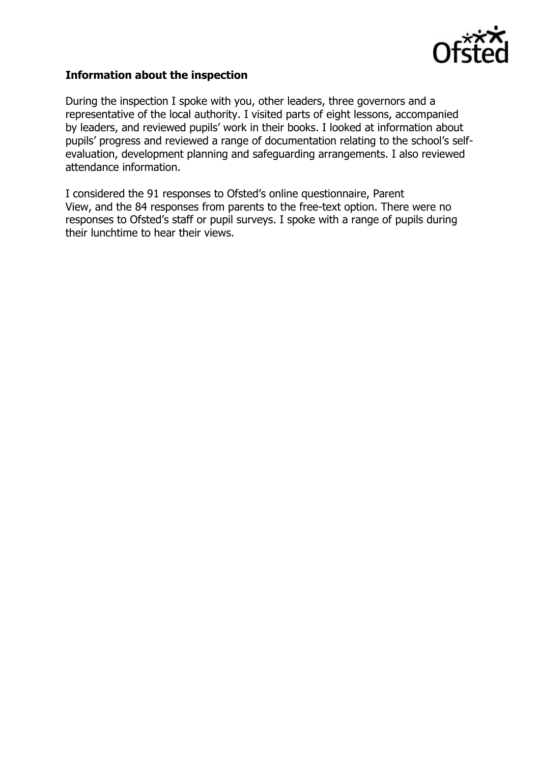**Information about the inspection**

During the inspection I spoke with you, other leaders, three governors and a representative of the local authority. I visited parts of eight lessons, accompanied by leaders, and reviewed pupils' work in their books. I looked at information about pupils' progress and reviewed a range of documentation relating to the school's self-evaluation, development planning and safeguarding arrangements. I also reviewed attendance information.

I considered the 91 responses to Ofsted's online questionnaire, Parent View, and the 84 responses from parents to the free-text option. There were no responses to Ofsted's staff or pupil surveys. I spoke with a range of pupils during their lunchtime to hear their views.